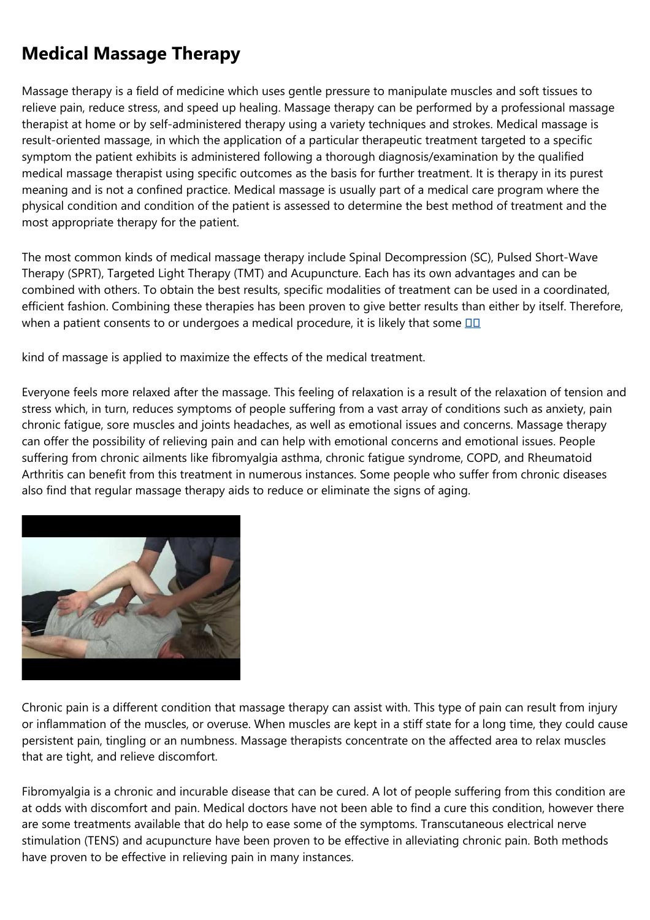# Medical Massage Therapy

Massage therapy is a field of medicine which uses gentle pressure to manipulate muscles and soft tissues to relieve pain, reduce stress, and speed up healing. Massage therapy can be performed by a professional massage therapist at home or by self-administered therapy using a variety techniques and strokes. Medical massage is result-oriented massage, in which the application of a particular therapeutic treatment targeted to a specific symptom the patient exhibits is administered following a thorough diagnosis/examination by the qualified medical massage therapist using specific outcomes as the basis for further treatment. It is therapy in its purest meaning and is not a confined practice. Medical massage is usually part of a medical care program where the physical condition and condition of the patient is assessed to determine the best method of treatment and the most appropriate therapy for the patient.

The most common kinds of medical massage therapy include Spinal Decompression (SC), Pulsed Short-Wave Therapy (SPRT), Targeted Light Therapy (TMT) and Acupuncture. Each has its own advantages and can be combined with others. To obtain the best results, specific modalities of treatment can be used in a coordinated, efficient fashion. Combining these therapies has been proven to give better results than either by itself. Therefore, when a patient consents to or undergoes a medical procedure, it is likely that some □□

kind of massage is applied to maximize the effects of the medical treatment.

Everyone feels more relaxed after the massage. This feeling of relaxation is a result of the relaxation of tension and stress which, in turn, reduces symptoms of people suffering from a vast array of conditions such as anxiety, pain chronic fatigue, sore muscles and joints headaches, as well as emotional issues and concerns. Massage therapy can offer the possibility of relieving pain and can help with emotional concerns and emotional issues. People suffering from chronic ailments like fibromyalgia asthma, chronic fatigue syndrome, COPD, and Rheumatoid Arthritis can benefit from this treatment in numerous instances. Some people who suffer from chronic diseases also find that regular massage therapy aids to reduce or eliminate the signs of aging.

Chronic pain is a different condition that massage therapy can assist with. This type of pain can result from injury or inflammation of the muscles, or overuse. When muscles are kept in a stiff state for a long time, they could cause persistent pain, tingling or an numbness. Massage therapists concentrate on the affected area to relax muscles that are tight, and relieve discomfort.

Fibromyalgia is a chronic and incurable disease that can be cured. A lot of people suffering from this condition are at odds with discomfort and pain. Medical doctors have not been able to find a cure this condition, however there are some treatments available that do help to ease some of the symptoms. Transcutaneous electrical nerve stimulation (TENS) and acupuncture have been proven to be effective in alleviating chronic pain. Both methods have proven to be effective in relieving pain in many instances.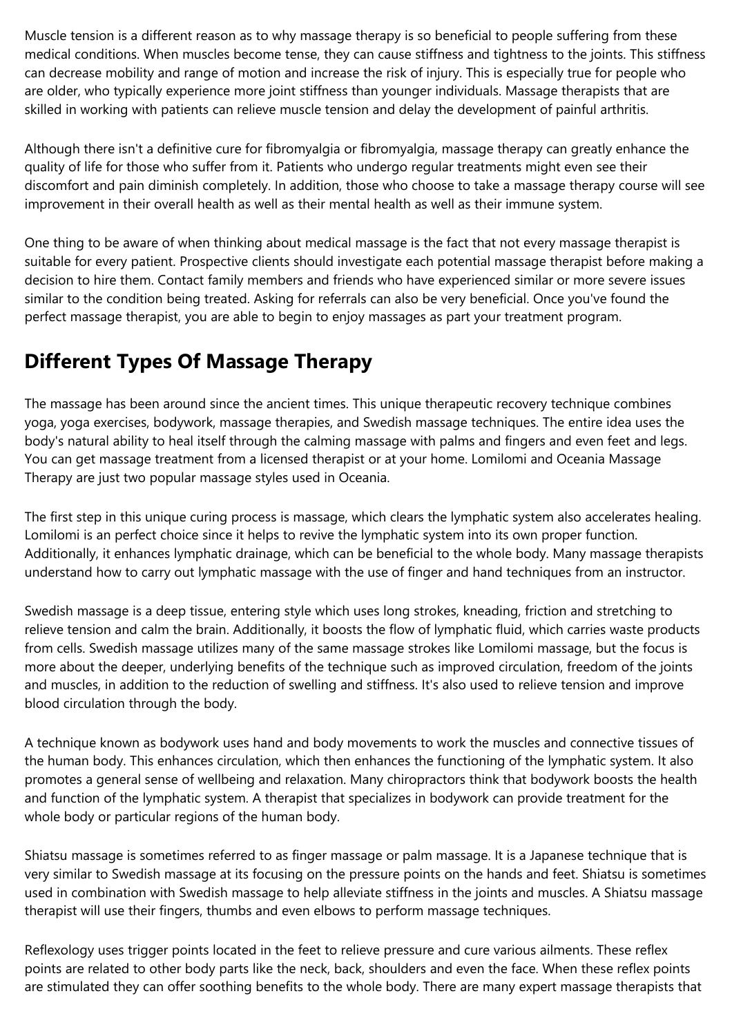Muscle tension is a different reason as to why massage therapy is so beneficial to people suffering from these medical conditions. When muscles become tense, they can cause stiffness and tightness to the joints. This stiffness can decrease mobility and range of motion and increase the risk of injury. This is especially true for people who are older, who typically experience more joint stiffness than younger individuals. Massage therapists that are skilled in working with patients can relieve muscle tension and delay the development of painful arthritis.

Although there isn't a definitive cure for fibromyalgia or fibromyalgia, massage therapy can greatly enhance the quality of life for those who suffer from it. Patients who undergo regular treatments might even see their discomfort and pain diminish completely. In addition, those who choose to take a massage therapy course will see improvement in their overall health as well as their mental health as well as their immune system.

One thing to be aware of when thinking about medical massage is the fact that not every massage therapist is suitable for every patient. Prospective clients should investigate each potential massage therapist before making a decision to hire them. Contact family members and friends who have experienced similar or more severe issues similar to the condition being treated. Asking for referrals can also be very beneficial. Once you've found the perfect massage therapist, you are able to begin to enjoy massages as part your treatment program.

## Different Types Of Massage Therapy

The massage has been around since the ancient times. This unique therapeutic recovery technique combines yoga, yoga exercises, bodywork, massage therapies, and Swedish massage techniques. The entire idea uses the body's natural ability to heal itself through the calming massage with palms and fingers and even feet and legs. You can get massage treatment from a licensed therapist or at your home. Lomilomi and Oceania Massage Therapy are just two popular massage styles used in Oceania.

The first step in this unique curing process is massage, which clears the lymphatic system also accelerates healing. Lomilomi is an perfect choice since it helps to revive the lymphatic system into its own proper function. Additionally, it enhances lymphatic drainage, which can be beneficial to the whole body. Many massage therapists understand how to carry out lymphatic massage with the use of finger and hand techniques from an instructor.

Swedish massage is a deep tissue, entering style which uses long strokes, kneading, friction and stretching to relieve tension and calm the brain. Additionally, it boosts the flow of lymphatic fluid, which carries waste products from cells. Swedish massage utilizes many of the same massage strokes like Lomilomi massage, but the focus is more about the deeper, underlying benefits of the technique such as improved circulation, freedom of the joints and muscles, in addition to the reduction of swelling and stiffness. It's also used to relieve tension and improve blood circulation through the body.

A technique known as bodywork uses hand and body movements to work the muscles and connective tissues of the human body. This enhances circulation, which then enhances the functioning of the lymphatic system. It also promotes a general sense of wellbeing and relaxation. Many chiropractors think that bodywork boosts the health and function of the lymphatic system. A therapist that specializes in bodywork can provide treatment for the whole body or particular regions of the human body.

Shiatsu massage is sometimes referred to as finger massage or palm massage. It is a Japanese technique that is very similar to Swedish massage at its focusing on the pressure points on the hands and feet. Shiatsu is sometimes used in combination with Swedish massage to help alleviate stiffness in the joints and muscles. A Shiatsu massage therapist will use their fingers, thumbs and even elbows to perform massage techniques.

Reflexology uses trigger points located in the feet to relieve pressure and cure various ailments. These reflex points are related to other body parts like the neck, back, shoulders and even the face. When these reflex points are stimulated they can offer soothing benefits to the whole body. There are many expert massage therapists that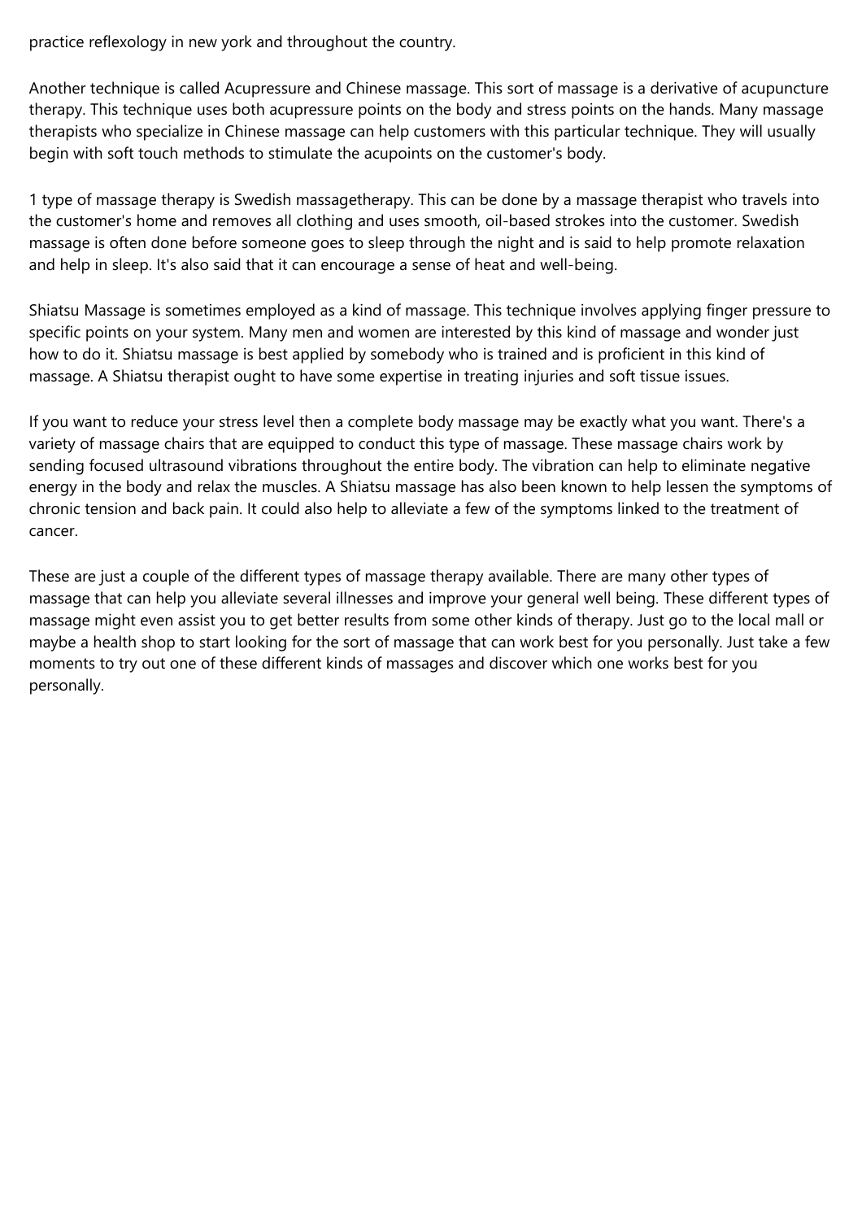practice reflexology in new york and throughout the country.

Another technique is called Acupressure and Chinese massage. This sort of massage is a derivative of acupuncture therapy. This technique uses both acupressure points on the body and stress points on the hands. Many massage therapists who specialize in Chinese massage can help customers with this particular technique. They will usually begin with soft touch methods to stimulate the acupoints on the customer's body.

1 type of massage therapy is Swedish massagetherapy. This can be done by a massage therapist who travels into the customer's home and removes all clothing and uses smooth, oil-based strokes into the customer. Swedish massage is often done before someone goes to sleep through the night and is said to help promote relaxation and help in sleep. It's also said that it can encourage a sense of heat and well-being.

Shiatsu Massage is sometimes employed as a kind of massage. This technique involves applying finger pressure to specific points on your system. Many men and women are interested by this kind of massage and wonder just how to do it. Shiatsu massage is best applied by somebody who is trained and is proficient in this kind of massage. A Shiatsu therapist ought to have some expertise in treating injuries and soft tissue issues.

If you want to reduce your stress level then a complete body massage may be exactly what you want. There's a variety of massage chairs that are equipped to conduct this type of massage. These massage chairs work by sending focused ultrasound vibrations throughout the entire body. The vibration can help to eliminate negative energy in the body and relax the muscles. A Shiatsu massage has also been known to help lessen the symptoms of chronic tension and back pain. It could also help to alleviate a few of the symptoms linked to the treatment of cancer.

These are just a couple of the different types of massage therapy available. There are many other types of massage that can help you alleviate several illnesses and improve your general well being. These different types of massage might even assist you to get better results from some other kinds of therapy. Just go to the local mall or maybe a health shop to start looking for the sort of massage that can work best for you personally. Just take a few moments to try out one of these different kinds of massages and discover which one works best for you personally.